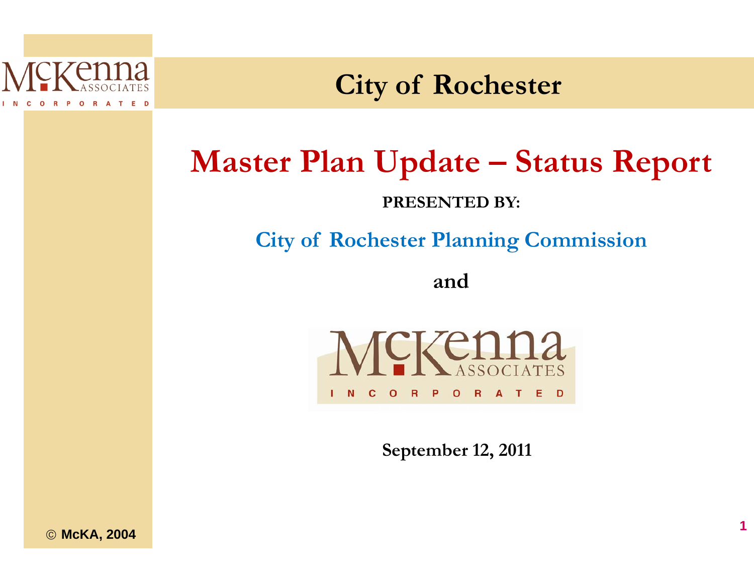# City of Rochester

## Master Plan Update – Status Report

**PRESENTED BY:**

City of Rochester Planning Commission

**and**

McKenna Associates Incorporated

**September 12, 2011**

© McKA, 2004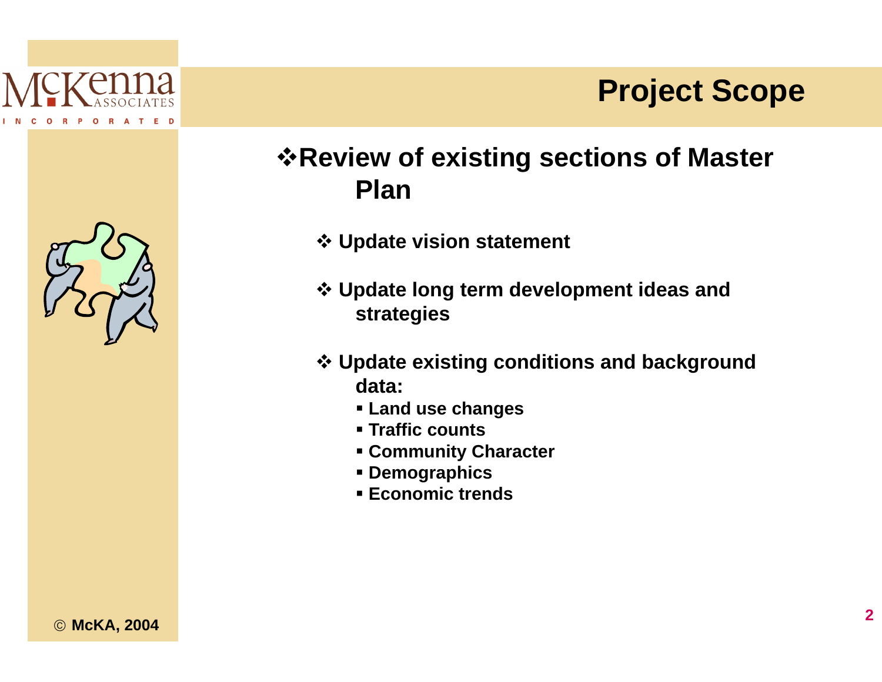# Project Scope

- **Review of existing sections of Master Plan**
  - **Update vision statement**
  - **Update long term development ideas and strategies**
  - **Update existing conditions and background data:**
    - **Land use changes**
    - **Traffic counts**
    - **Community Character**
    - **Demographics**
    - **Economic trends**

© **McKA, 2004**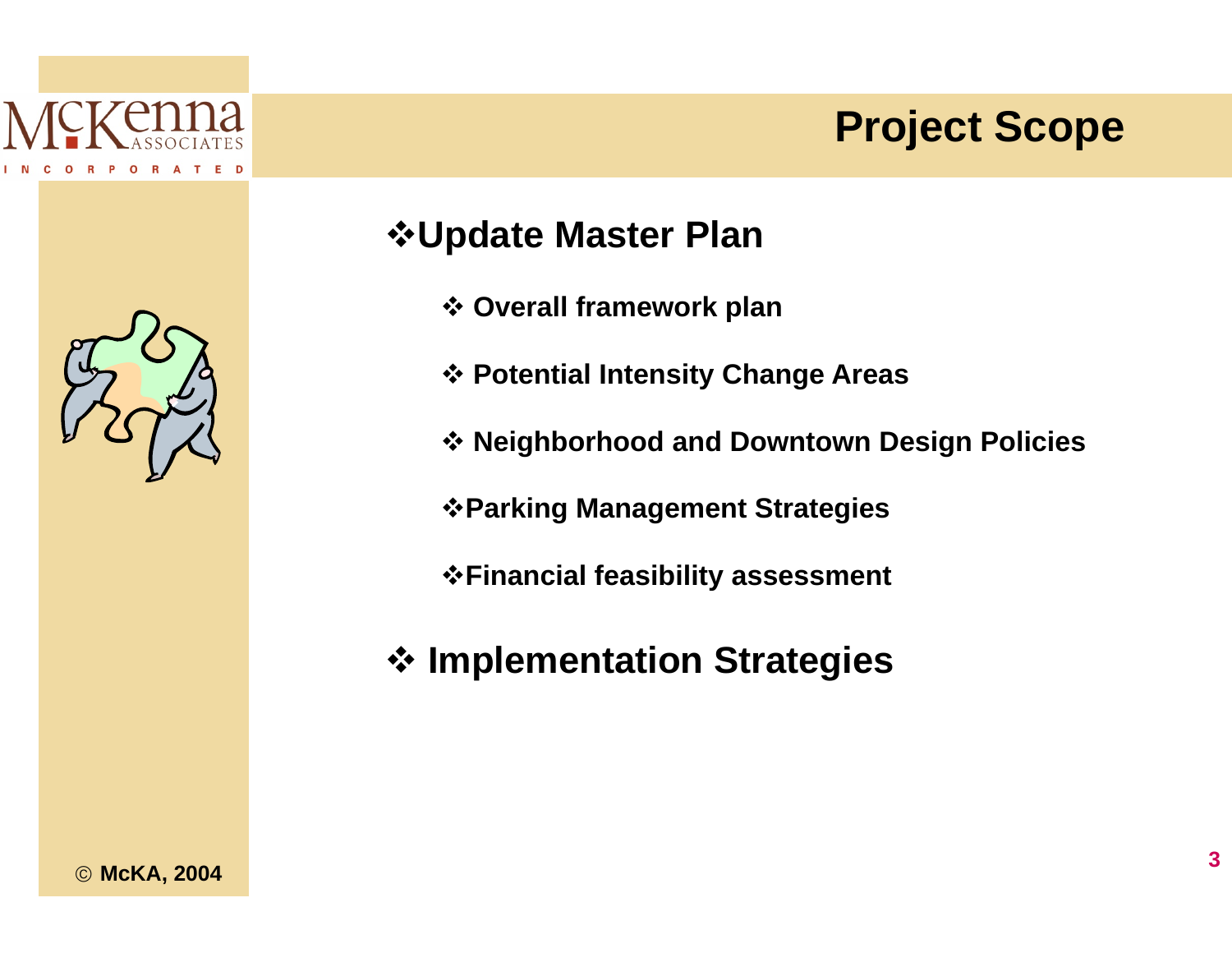# Project Scope

- **Update Master Plan**
  - **Overall framework plan**
  - **Potential Intensity Change Areas**
  - **Neighborhood and Downtown Design Policies**
  - **Parking Management Strategies**
  - **Financial feasibility assessment**
- **Implementation Strategies**

© **McKA, 2004**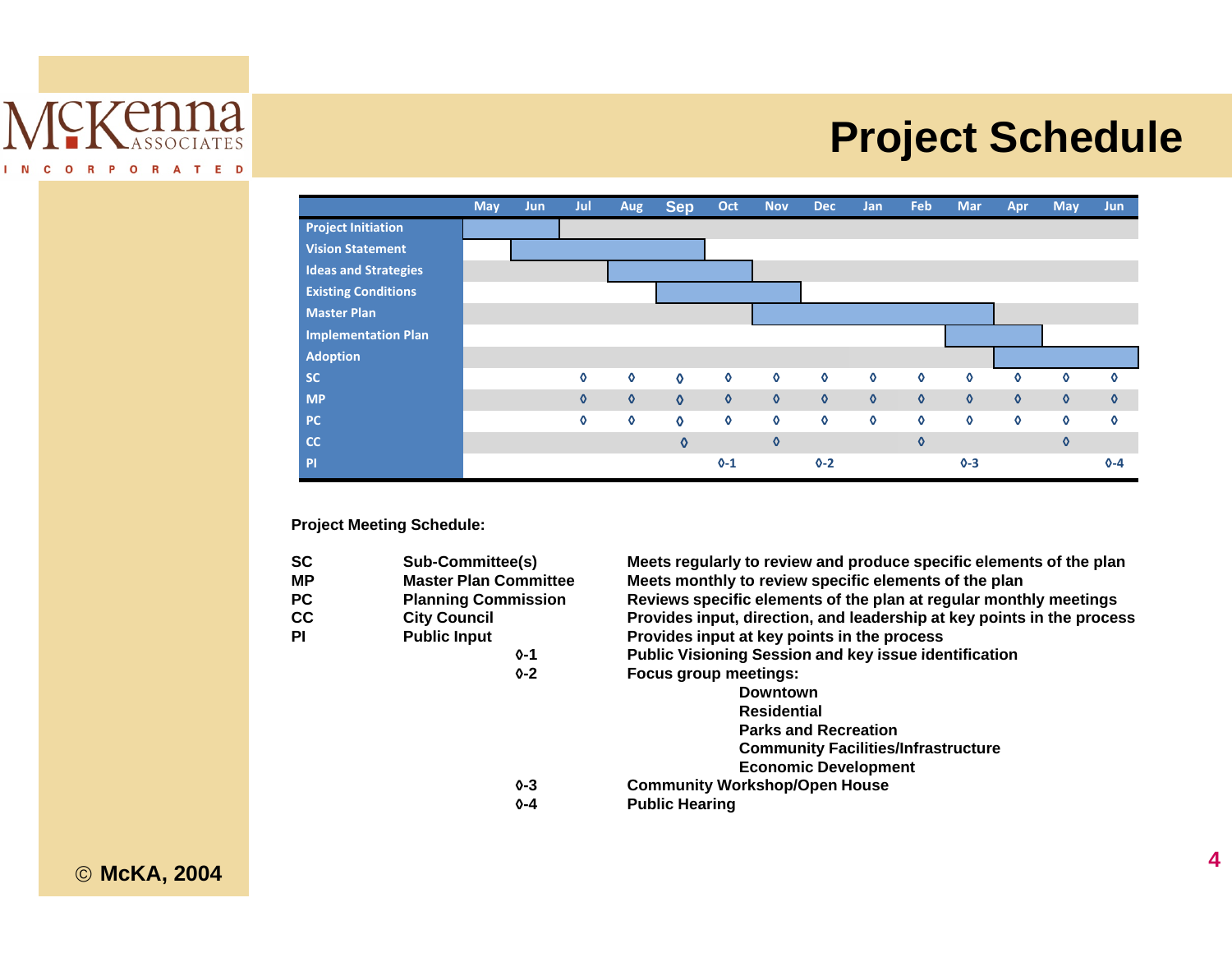# Project Schedule

| | May | Jun | Jul | Aug | Sep | Oct | Nov | Dec | Jan | Feb | Mar | Apr | May | Jun |
|---|---|---|---|---|---|---|---|---|---|---|---|---|---|---|
| Project Initiation | ■ | ■ | | | | | | | | | | | | |
| Vision Statement | | ■ | ■ | ■ | ■ | | | | | | | | | |
| Ideas and Strategies | | | | ■ | ■ | ■ | | | | | | | | |
| Existing Conditions | | | | | ■ | ■ | ■ | | | | | | | |
| Master Plan | | | | | | | ■ | ■ | ■ | ■ | ■ | | | |
| Implementation Plan | | | | | | | | | | | ■ | ■ | | |
| Adoption | | | | | | | | | | | | ■ | ■ | ■ |
| SC | | | ◊ | ◊ | ◊ | ◊ | ◊ | ◊ | ◊ | ◊ | ◊ | ◊ | ◊ | ◊ |
| MP | | | ◊ | ◊ | ◊ | ◊ | ◊ | ◊ | ◊ | ◊ | ◊ | ◊ | ◊ | ◊ |
| PC | | | ◊ | ◊ | ◊ | ◊ | ◊ | ◊ | ◊ | ◊ | ◊ | ◊ | ◊ | ◊ |
| CC | | | | | ◊ | | ◊ | | | ◊ | | | ◊ | |
| PI | | | | | | ◊-1 | | ◊-2 | | | ◊-3 | | | ◊-4 |

**Project Meeting Schedule:**

| | | |
|---|---|---|
| **SC** | **Sub-Committee(s)** | **Meets regularly to review and produce specific elements of the plan** |
| **MP** | **Master Plan Committee** | **Meets monthly to review specific elements of the plan** |
| **PC** | **Planning Commission** | **Reviews specific elements of the plan at regular monthly meetings** |
| **CC** | **City Council** | **Provides input, direction, and leadership at key points in the process** |
| **PI** | **Public Input** | **Provides input at key points in the process** |
| | **◊-1** | **Public Visioning Session and key issue identification** |
| | **◊-2** | **Focus group meetings:** Downtown; Residential; Parks and Recreation; Community Facilities/Infrastructure; Economic Development |
| | **◊-3** | **Community Workshop/Open House** |
| | **◊-4** | **Public Hearing** |

© McKA, 2004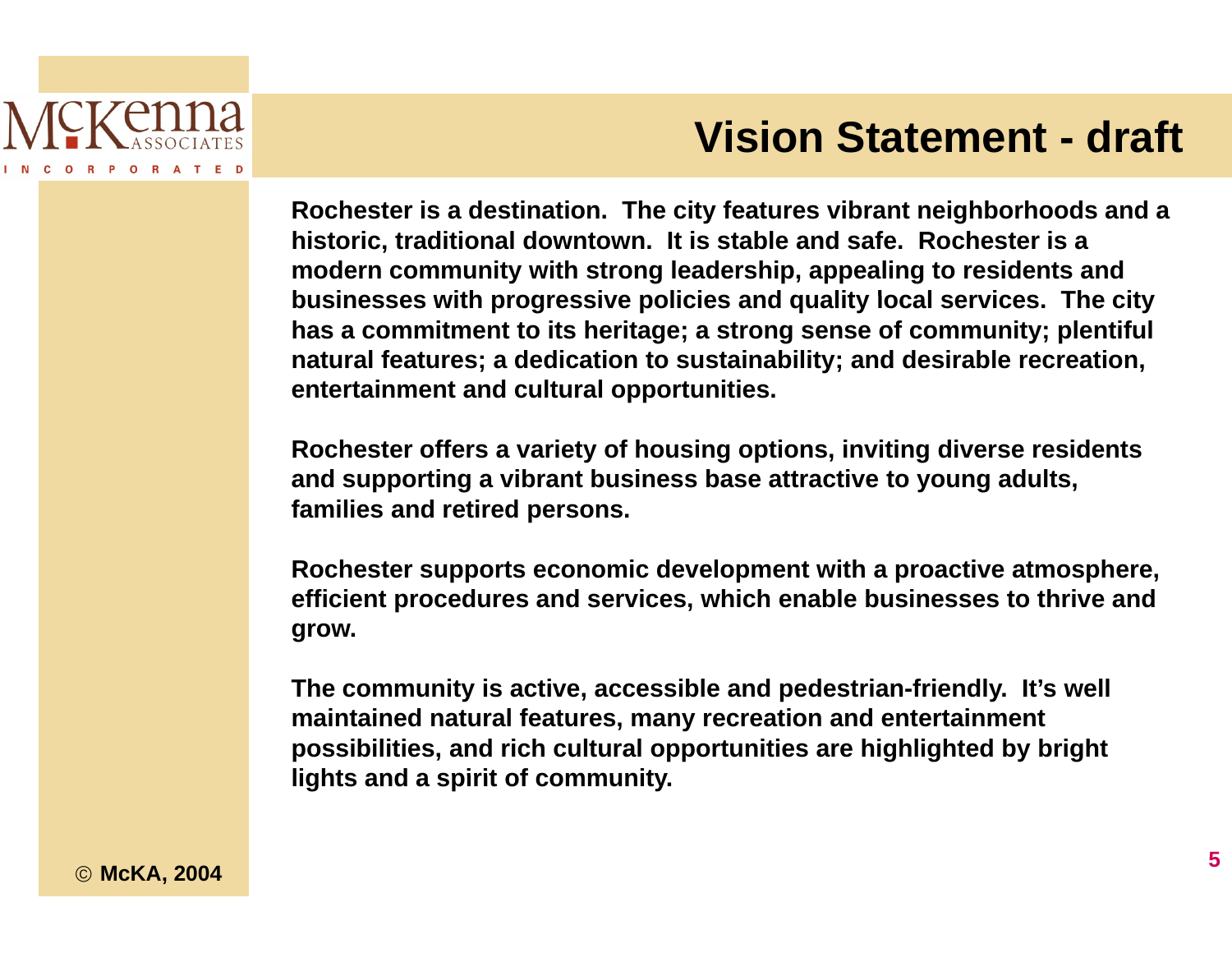# Vision Statement - draft

**Rochester is a destination. The city features vibrant neighborhoods and a historic, traditional downtown. It is stable and safe. Rochester is a modern community with strong leadership, appealing to residents and businesses with progressive policies and quality local services. The city has a commitment to its heritage; a strong sense of community; plentiful natural features; a dedication to sustainability; and desirable recreation, entertainment and cultural opportunities.**

**Rochester offers a variety of housing options, inviting diverse residents and supporting a vibrant business base attractive to young adults, families and retired persons.**

**Rochester supports economic development with a proactive atmosphere, efficient procedures and services, which enable businesses to thrive and grow.**

**The community is active, accessible and pedestrian-friendly. It's well maintained natural features, many recreation and entertainment possibilities, and rich cultural opportunities are highlighted by bright lights and a spirit of community.**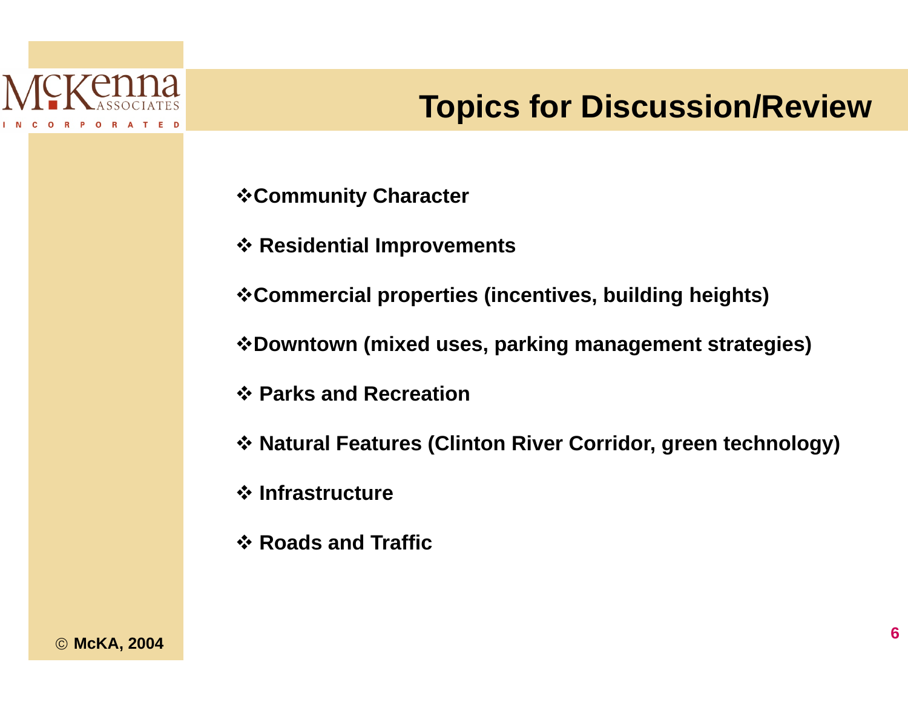# Topics for Discussion/Review

- Community Character
- Residential Improvements
- Commercial properties (incentives, building heights)
- Downtown (mixed uses, parking management strategies)
- Parks and Recreation
- Natural Features (Clinton River Corridor, green technology)
- Infrastructure
- Roads and Traffic

© McKA, 2004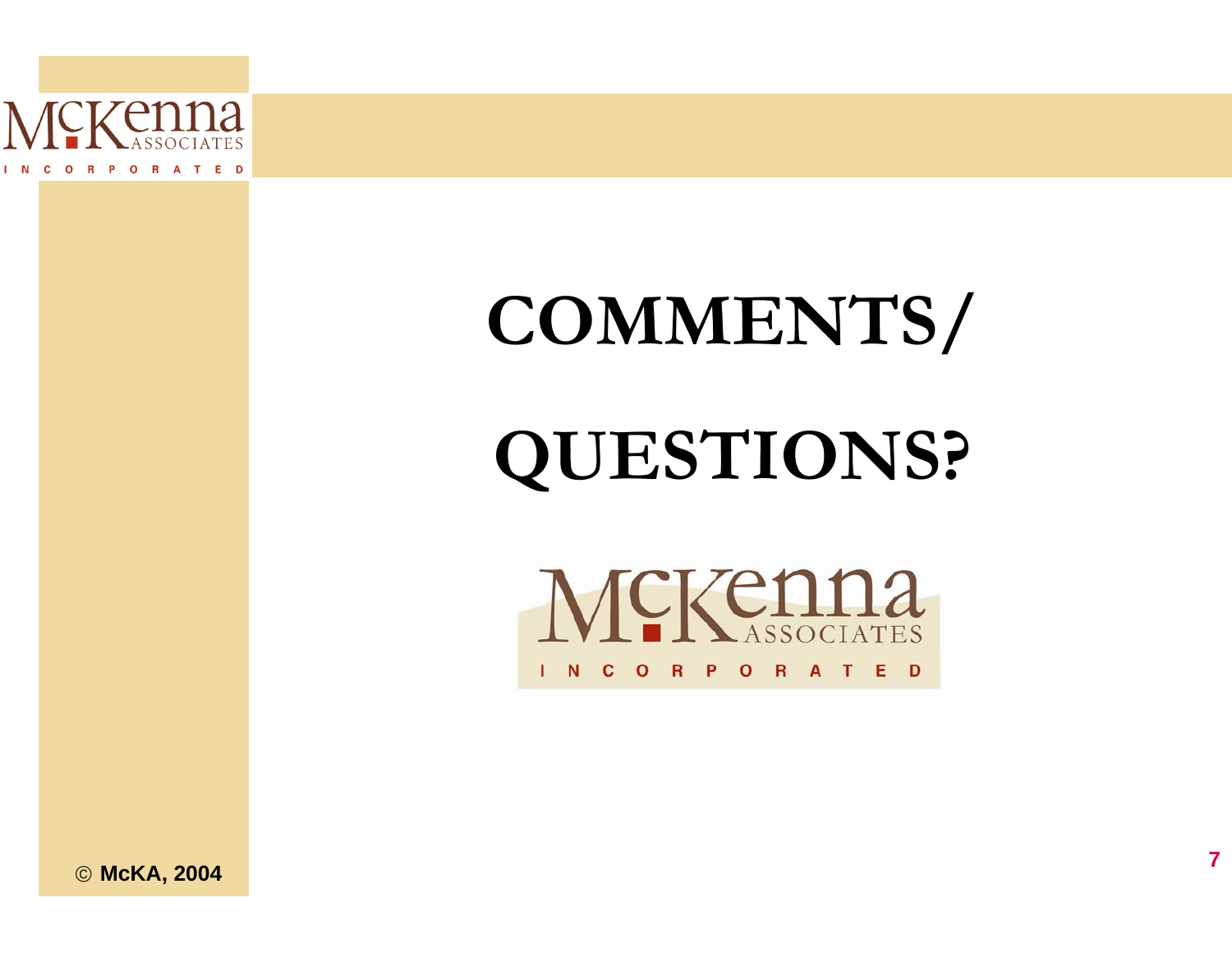# COMMENTS/

# QUESTIONS?

© McKA, 2004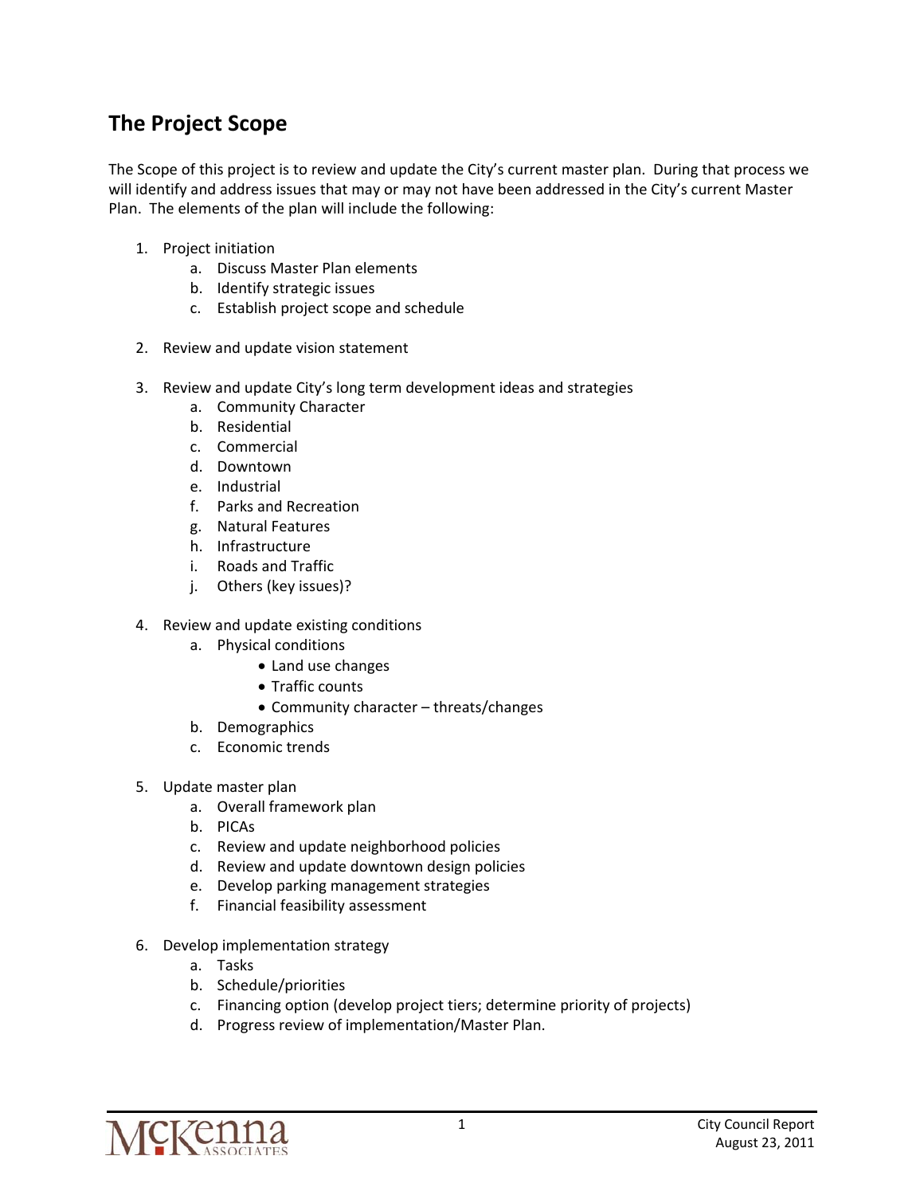## The Project Scope

The Scope of this project is to review and update the City's current master plan. During that process we will identify and address issues that may or may not have been addressed in the City's current Master Plan. The elements of the plan will include the following:

1. Project initiation
   a. Discuss Master Plan elements
   b. Identify strategic issues
   c. Establish project scope and schedule

2. Review and update vision statement

3. Review and update City's long term development ideas and strategies
   a. Community Character
   b. Residential
   c. Commercial
   d. Downtown
   e. Industrial
   f. Parks and Recreation
   g. Natural Features
   h. Infrastructure
   i. Roads and Traffic
   j. Others (key issues)?

4. Review and update existing conditions
   a. Physical conditions
      - Land use changes
      - Traffic counts
      - Community character – threats/changes
   b. Demographics
   c. Economic trends

5. Update master plan
   a. Overall framework plan
   b. PICAs
   c. Review and update neighborhood policies
   d. Review and update downtown design policies
   e. Develop parking management strategies
   f. Financial feasibility assessment

6. Develop implementation strategy
   a. Tasks
   b. Schedule/priorities
   c. Financing option (develop project tiers; determine priority of projects)
   d. Progress review of implementation/Master Plan.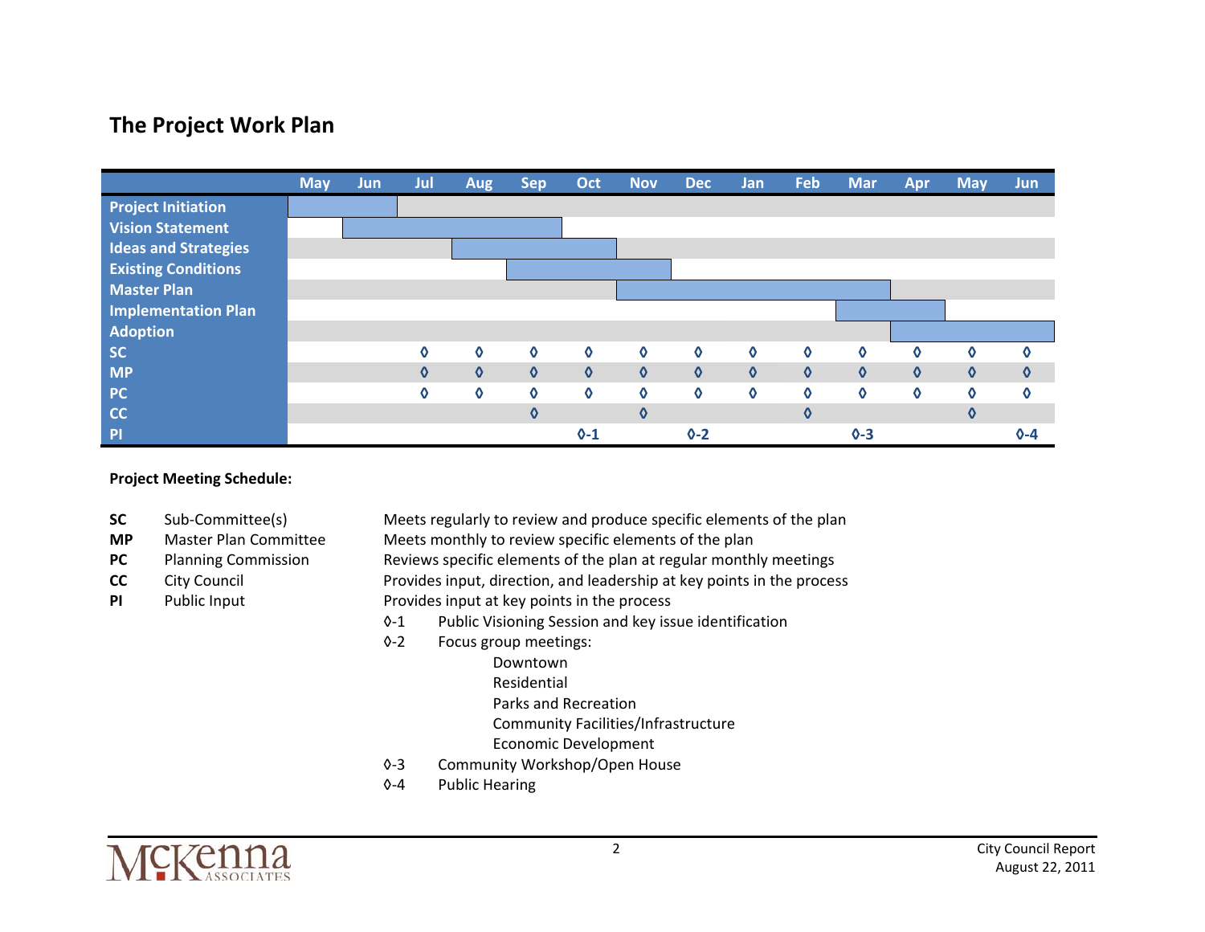## The Project Work Plan

| | May | Jun | Jul | Aug | Sep | Oct | Nov | Dec | Jan | Feb | Mar | Apr | May | Jun |
|---|---|---|---|---|---|---|---|---|---|---|---|---|---|---|
| **Project Initiation** | ■ | ■ | | | | | | | | | | | | |
| **Vision Statement** | | ■ | ■ | ■ | ■ | | | | | | | | | |
| **Ideas and Strategies** | | | | ■ | ■ | ■ | | | | | | | | |
| **Existing Conditions** | | | | | ■ | ■ | ■ | | | | | | | |
| **Master Plan** | | | | | | | ■ | ■ | ■ | ■ | ■ | | | |
| **Implementation Plan** | | | | | | | | | | | ■ | ■ | | |
| **Adoption** | | | | | | | | | | | | ■ | ■ | ■ |
| **SC** | | | ◊ | ◊ | ◊ | ◊ | ◊ | ◊ | ◊ | ◊ | ◊ | ◊ | ◊ | ◊ |
| **MP** | | | ◊ | ◊ | ◊ | ◊ | ◊ | ◊ | ◊ | ◊ | ◊ | ◊ | ◊ | ◊ |
| **PC** | | | ◊ | ◊ | ◊ | ◊ | ◊ | ◊ | ◊ | ◊ | ◊ | ◊ | ◊ | ◊ |
| **CC** | | | | | ◊ | | ◊ | | | ◊ | | | ◊ | |
| **PI** | | | | | | ◊-1 | | ◊-2 | | | ◊-3 | | | ◊-4 |

**Project Meeting Schedule:**

| | | |
|---|---|---|
| **SC** | Sub-Committee(s) | Meets regularly to review and produce specific elements of the plan |
| **MP** | Master Plan Committee | Meets monthly to review specific elements of the plan |
| **PC** | Planning Commission | Reviews specific elements of the plan at regular monthly meetings |
| **CC** | City Council | Provides input, direction, and leadership at key points in the process |
| **PI** | Public Input | Provides input at key points in the process |

- ◊-1 Public Visioning Session and key issue identification
- ◊-2 Focus group meetings:
  - Downtown
  - Residential
  - Parks and Recreation
  - Community Facilities/Infrastructure
  - Economic Development
- ◊-3 Community Workshop/Open House
- ◊-4 Public Hearing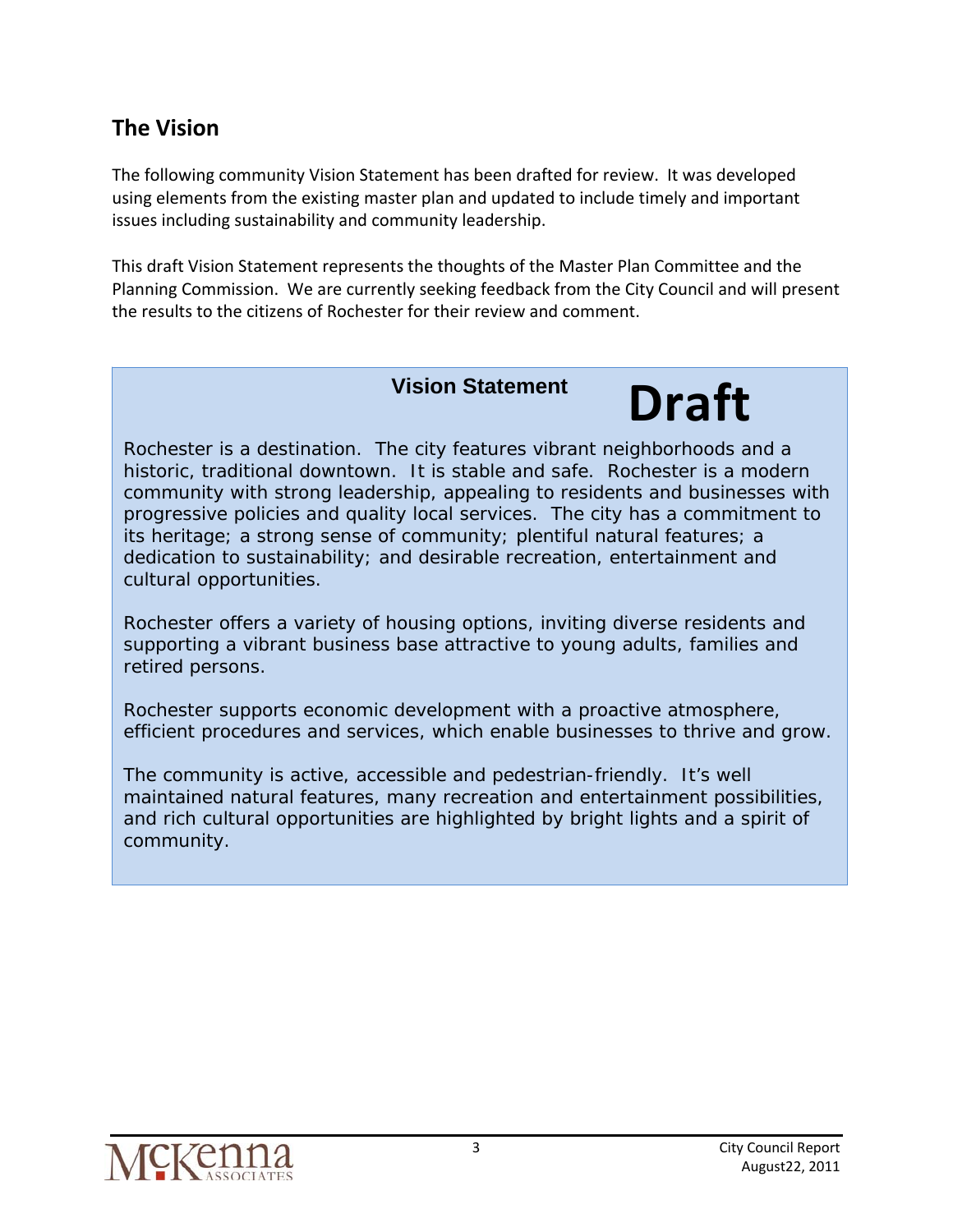## The Vision

The following community Vision Statement has been drafted for review. It was developed using elements from the existing master plan and updated to include timely and important issues including sustainability and community leadership.

This draft Vision Statement represents the thoughts of the Master Plan Committee and the Planning Commission. We are currently seeking feedback from the City Council and will present the results to the citizens of Rochester for their review and comment.

### Vision Statement

**Draft**

Rochester is a destination. The city features vibrant neighborhoods and a historic, traditional downtown. It is stable and safe. Rochester is a modern community with strong leadership, appealing to residents and businesses with progressive policies and quality local services. The city has a commitment to its heritage; a strong sense of community; plentiful natural features; a dedication to sustainability; and desirable recreation, entertainment and cultural opportunities.

Rochester offers a variety of housing options, inviting diverse residents and supporting a vibrant business base attractive to young adults, families and retired persons.

Rochester supports economic development with a proactive atmosphere, efficient procedures and services, which enable businesses to thrive and grow.

The community is active, accessible and pedestrian-friendly. It's well maintained natural features, many recreation and entertainment possibilities, and rich cultural opportunities are highlighted by bright lights and a spirit of community.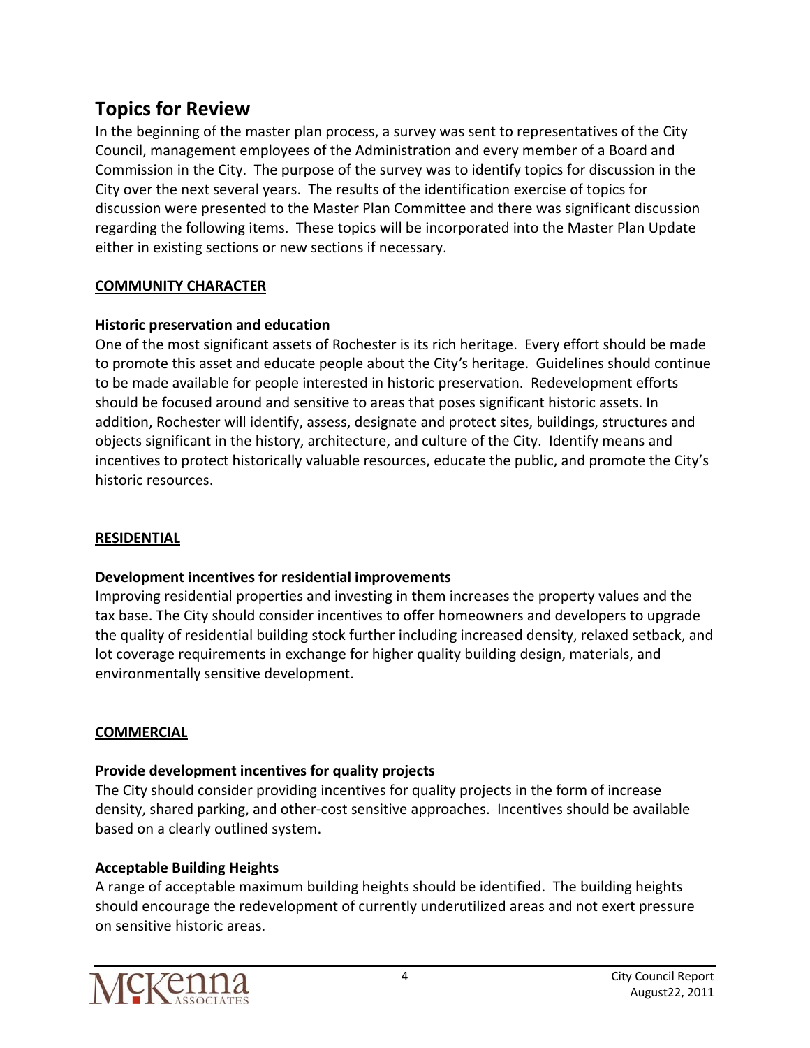## Topics for Review

In the beginning of the master plan process, a survey was sent to representatives of the City Council, management employees of the Administration and every member of a Board and Commission in the City. The purpose of the survey was to identify topics for discussion in the City over the next several years. The results of the identification exercise of topics for discussion were presented to the Master Plan Committee and there was significant discussion regarding the following items. These topics will be incorporated into the Master Plan Update either in existing sections or new sections if necessary.

### COMMUNITY CHARACTER

**Historic preservation and education**

One of the most significant assets of Rochester is its rich heritage. Every effort should be made to promote this asset and educate people about the City's heritage. Guidelines should continue to be made available for people interested in historic preservation. Redevelopment efforts should be focused around and sensitive to areas that poses significant historic assets. In addition, Rochester will identify, assess, designate and protect sites, buildings, structures and objects significant in the history, architecture, and culture of the City. Identify means and incentives to protect historically valuable resources, educate the public, and promote the City's historic resources.

### RESIDENTIAL

**Development incentives for residential improvements**

Improving residential properties and investing in them increases the property values and the tax base. The City should consider incentives to offer homeowners and developers to upgrade the quality of residential building stock further including increased density, relaxed setback, and lot coverage requirements in exchange for higher quality building design, materials, and environmentally sensitive development.

### COMMERCIAL

**Provide development incentives for quality projects**

The City should consider providing incentives for quality projects in the form of increase density, shared parking, and other-cost sensitive approaches. Incentives should be available based on a clearly outlined system.

**Acceptable Building Heights**

A range of acceptable maximum building heights should be identified. The building heights should encourage the redevelopment of currently underutilized areas and not exert pressure on sensitive historic areas.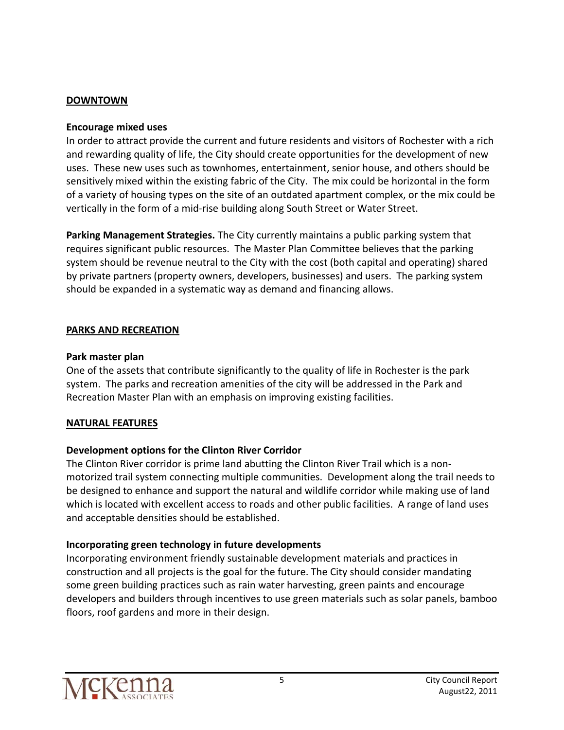## DOWNTOWN

**Encourage mixed uses**

In order to attract provide the current and future residents and visitors of Rochester with a rich and rewarding quality of life, the City should create opportunities for the development of new uses. These new uses such as townhomes, entertainment, senior house, and others should be sensitively mixed within the existing fabric of the City. The mix could be horizontal in the form of a variety of housing types on the site of an outdated apartment complex, or the mix could be vertically in the form of a mid-rise building along South Street or Water Street.

**Parking Management Strategies.** The City currently maintains a public parking system that requires significant public resources. The Master Plan Committee believes that the parking system should be revenue neutral to the City with the cost (both capital and operating) shared by private partners (property owners, developers, businesses) and users. The parking system should be expanded in a systematic way as demand and financing allows.

## PARKS AND RECREATION

**Park master plan**

One of the assets that contribute significantly to the quality of life in Rochester is the park system. The parks and recreation amenities of the city will be addressed in the Park and Recreation Master Plan with an emphasis on improving existing facilities.

## NATURAL FEATURES

**Development options for the Clinton River Corridor**

The Clinton River corridor is prime land abutting the Clinton River Trail which is a non-motorized trail system connecting multiple communities. Development along the trail needs to be designed to enhance and support the natural and wildlife corridor while making use of land which is located with excellent access to roads and other public facilities. A range of land uses and acceptable densities should be established.

**Incorporating green technology in future developments**

Incorporating environment friendly sustainable development materials and practices in construction and all projects is the goal for the future. The City should consider mandating some green building practices such as rain water harvesting, green paints and encourage developers and builders through incentives to use green materials such as solar panels, bamboo floors, roof gardens and more in their design.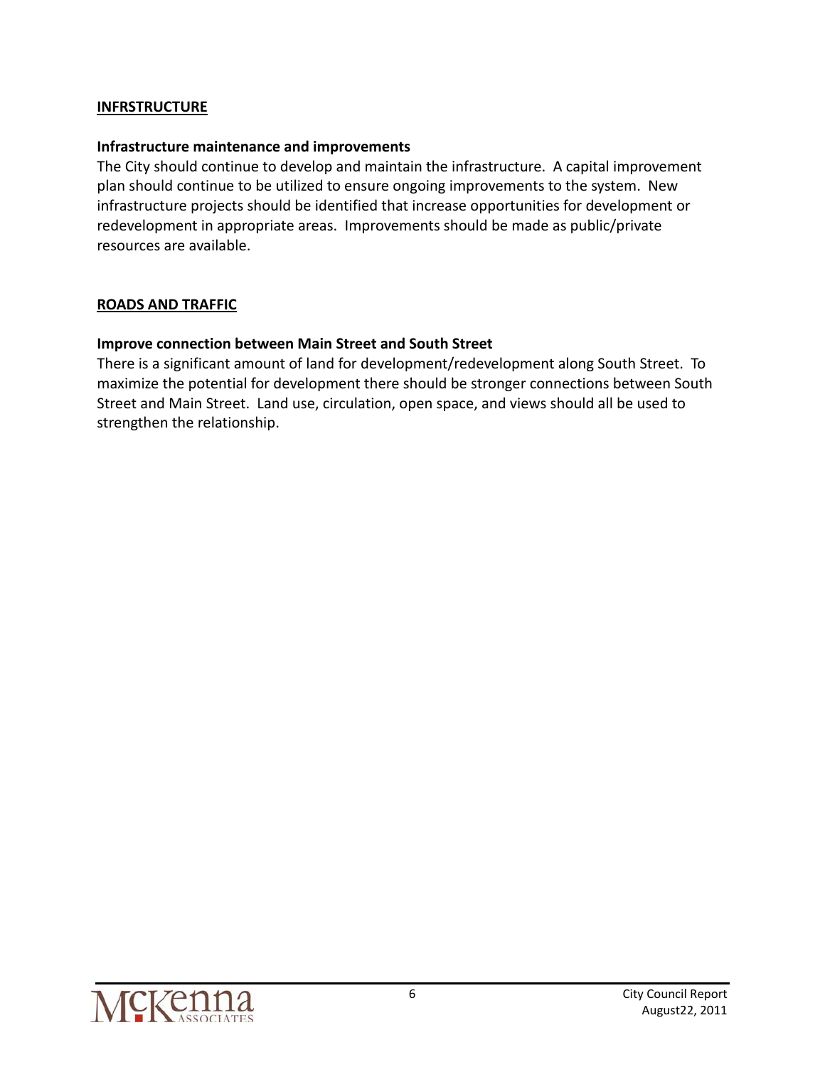## INFRSTRUCTURE

### Infrastructure maintenance and improvements

The City should continue to develop and maintain the infrastructure. A capital improvement plan should continue to be utilized to ensure ongoing improvements to the system. New infrastructure projects should be identified that increase opportunities for development or redevelopment in appropriate areas. Improvements should be made as public/private resources are available.

## ROADS AND TRAFFIC

### Improve connection between Main Street and South Street

There is a significant amount of land for development/redevelopment along South Street. To maximize the potential for development there should be stronger connections between South Street and Main Street. Land use, circulation, open space, and views should all be used to strengthen the relationship.